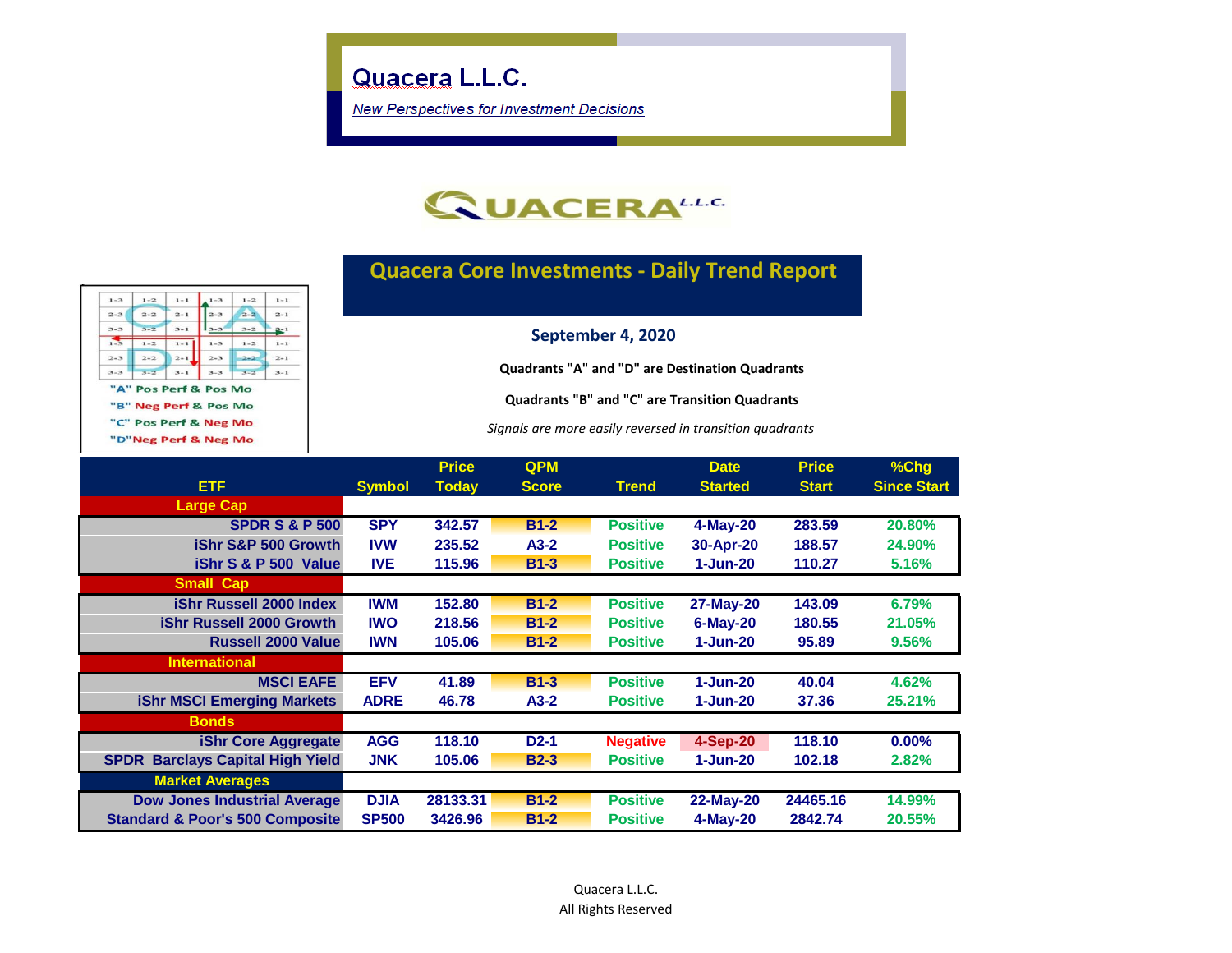# Quacera L.L.C.

*New Perspectives for Investment Decisions*

QUACERA L.L.C.

## Quacera Core Investments - Daily Trend Report

**September 4, 2020**

**Quadrants "A" and "D" are Destination Quadrants**

**Quadrants "B" and "C" are Transition Quadrants**

*Signals are more easily reversed in transition quadrants*

"A" Pos Perf & Pos Mo
"B" Neg Perf & Pos Mo
"C" Pos Perf & Neg Mo
"D" Neg Perf & Neg Mo

| ETF | Symbol | Price Today | QPM Score | Trend | Date Started | Price Start | %Chg Since Start |
|---|---|---|---|---|---|---|---|
| **Large Cap** | | | | | | | |
| SPDR S & P 500 | SPY | 342.57 | B1-2 | Positive | 4-May-20 | 283.59 | 20.80% |
| iShr S&P 500 Growth | IVW | 235.52 | A3-2 | Positive | 30-Apr-20 | 188.57 | 24.90% |
| iShr S & P 500 Value | IVE | 115.96 | B1-3 | Positive | 1-Jun-20 | 110.27 | 5.16% |
| **Small Cap** | | | | | | | |
| iShr Russell 2000 Index | IWM | 152.80 | B1-2 | Positive | 27-May-20 | 143.09 | 6.79% |
| iShr Russell 2000 Growth | IWO | 218.56 | B1-2 | Positive | 6-May-20 | 180.55 | 21.05% |
| Russell 2000 Value | IWN | 105.06 | B1-2 | Positive | 1-Jun-20 | 95.89 | 9.56% |
| **International** | | | | | | | |
| MSCI EAFE | EFV | 41.89 | B1-3 | Positive | 1-Jun-20 | 40.04 | 4.62% |
| iShr MSCI Emerging Markets | ADRE | 46.78 | A3-2 | Positive | 1-Jun-20 | 37.36 | 25.21% |
| **Bonds** | | | | | | | |
| iShr Core Aggregate | AGG | 118.10 | D2-1 | Negative | 4-Sep-20 | 118.10 | 0.00% |
| SPDR Barclays Capital High Yield | JNK | 105.06 | B2-3 | Positive | 1-Jun-20 | 102.18 | 2.82% |
| **Market Averages** | | | | | | | |
| Dow Jones Industrial Average | DJIA | 28133.31 | B1-2 | Positive | 22-May-20 | 24465.16 | 14.99% |
| Standard & Poor's 500 Composite | SP500 | 3426.96 | B1-2 | Positive | 4-May-20 | 2842.74 | 20.55% |

Quacera L.L.C.
All Rights Reserved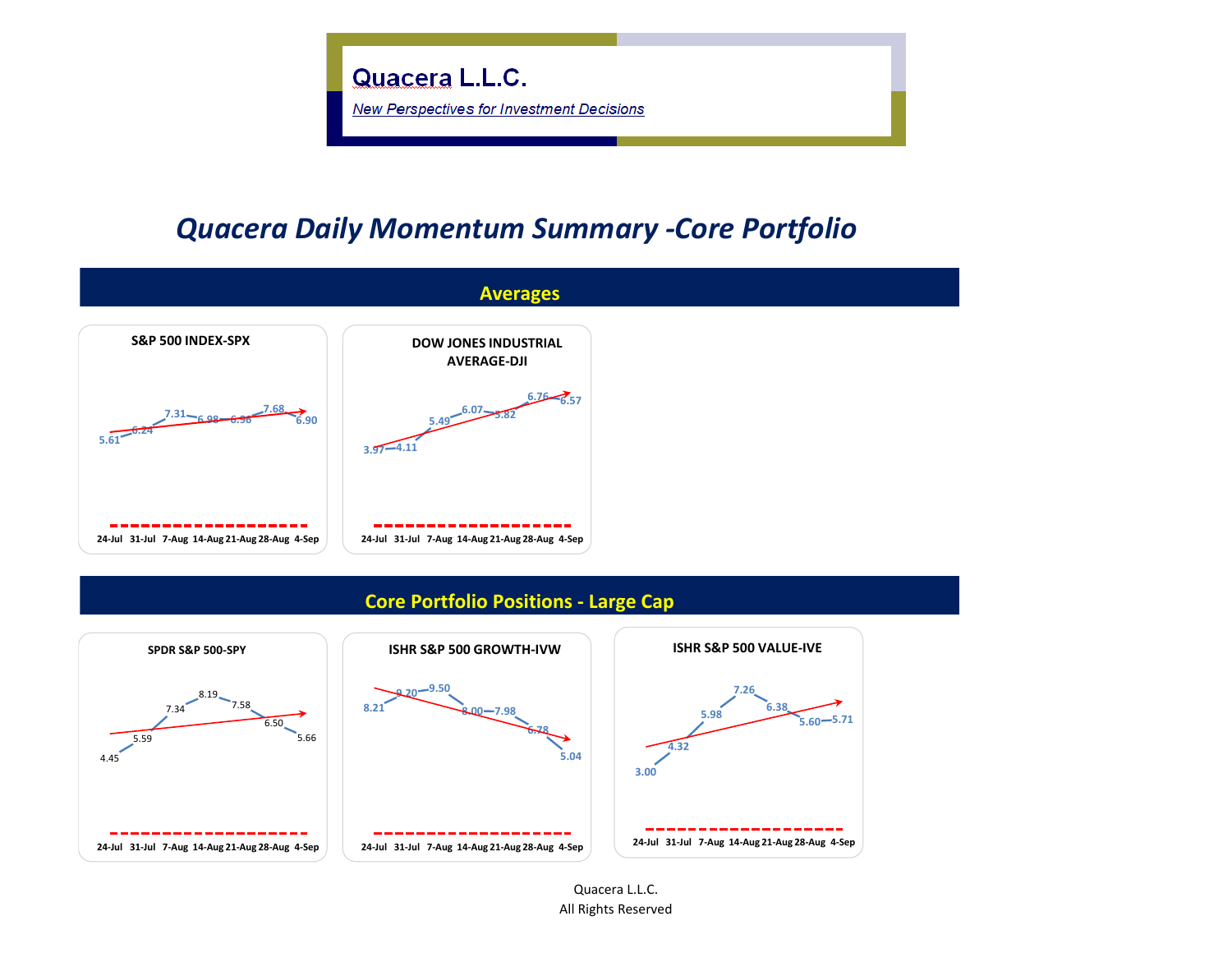# Quacera L.L.C.

*New Perspectives for Investment Decisions*

## Quacera Daily Momentum Summary -Core Portfolio

### Averages

**S&P 500 INDEX-SPX**

| 24-Jul | 31-Jul | 7-Aug | 14-Aug | 21-Aug | 28-Aug | 4-Sep |
|---|---|---|---|---|---|---|
| 5.61 | 6.24 | 7.31 | 6.98 | 6.96 | 7.68 | 6.90 |

**DOW JONES INDUSTRIAL AVERAGE-DJI**

| 24-Jul | 31-Jul | 7-Aug | 14-Aug | 21-Aug | 28-Aug | 4-Sep |
|---|---|---|---|---|---|---|
| 3.97 | 4.11 | 5.49 | 6.07 | 5.82 | 6.76 | 6.57 |

### Core Portfolio Positions - Large Cap

**SPDR S&P 500-SPY**

| 24-Jul | 31-Jul | 7-Aug | 14-Aug | 21-Aug | 28-Aug | 4-Sep |
|---|---|---|---|---|---|---|
| 4.45 | 5.59 | 7.34 | 8.19 | 7.58 | 6.50 | 5.66 |

**ISHR S&P 500 GROWTH-IVW**

| 24-Jul | 31-Jul | 7-Aug | 14-Aug | 21-Aug | 28-Aug | 4-Sep |
|---|---|---|---|---|---|---|
| 8.21 | 9.20 | 9.50 | 8.00 | 7.98 | 6.78 | 5.04 |

**ISHR S&P 500 VALUE-IVE**

| 24-Jul | 31-Jul | 7-Aug | 14-Aug | 21-Aug | 28-Aug | 4-Sep |
|---|---|---|---|---|---|---|
| 3.00 | 4.32 | 5.98 | 7.26 | 6.38 | 5.60 | 5.71 |

Quacera L.L.C.
All Rights Reserved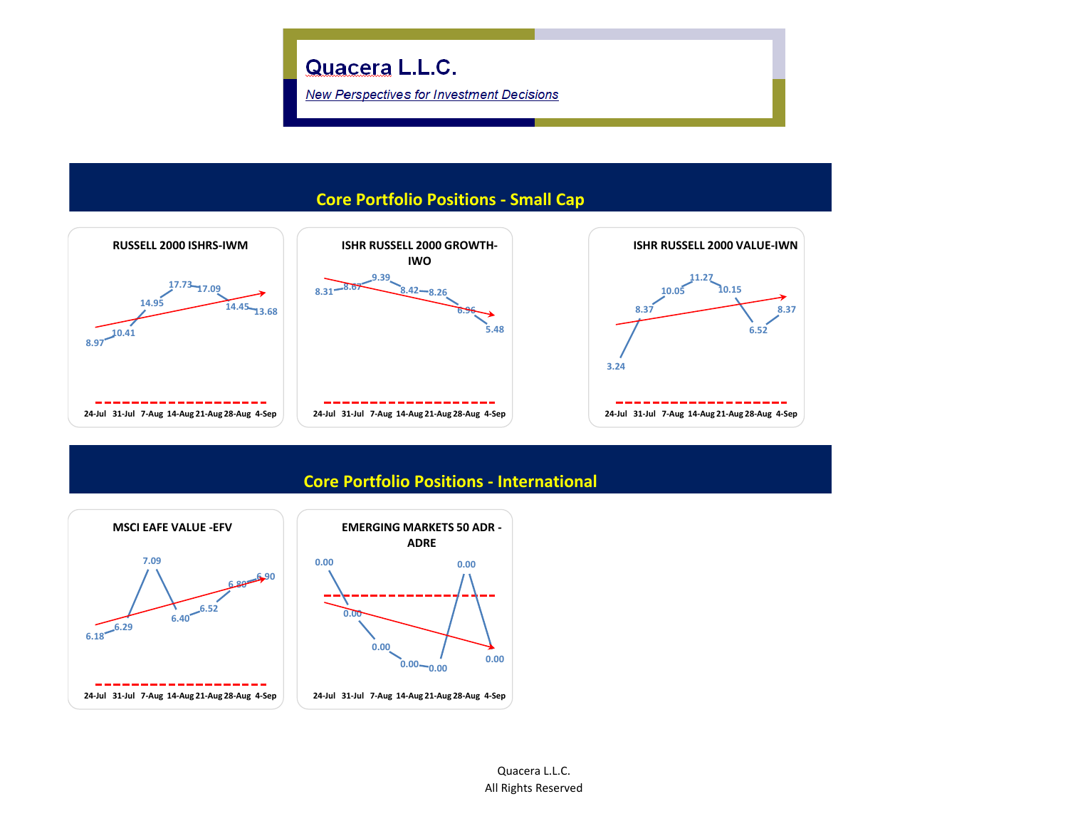# Quacera L.L.C.

*New Perspectives for Investment Decisions*

## Core Portfolio Positions - Small Cap

**RUSSELL 2000 ISHRS-IWM**

8.97
10.41
14.95
17.73
17.09
14.45
13.68

24-Jul 31-Jul 7-Aug 14-Aug 21-Aug 28-Aug 4-Sep

**ISHR RUSSELL 2000 GROWTH-IWO**

8.31
8.67
9.39
8.42
8.26
6.96
5.48

24-Jul 31-Jul 7-Aug 14-Aug 21-Aug 28-Aug 4-Sep

**ISHR RUSSELL 2000 VALUE-IWN**

3.24
8.37
10.05
11.27
10.15
6.52
8.37

24-Jul 31-Jul 7-Aug 14-Aug 21-Aug 28-Aug 4-Sep

## Core Portfolio Positions - International

**MSCI EAFE VALUE -EFV**

6.18
6.29
7.09
6.40
6.52
6.80
6.90

24-Jul 31-Jul 7-Aug 14-Aug 21-Aug 28-Aug 4-Sep

**EMERGING MARKETS 50 ADR - ADRE**

0.00
0.00
0.00
0.00
0.00
0.00
0.00

24-Jul 31-Jul 7-Aug 14-Aug 21-Aug 28-Aug 4-Sep

Quacera L.L.C.
All Rights Reserved